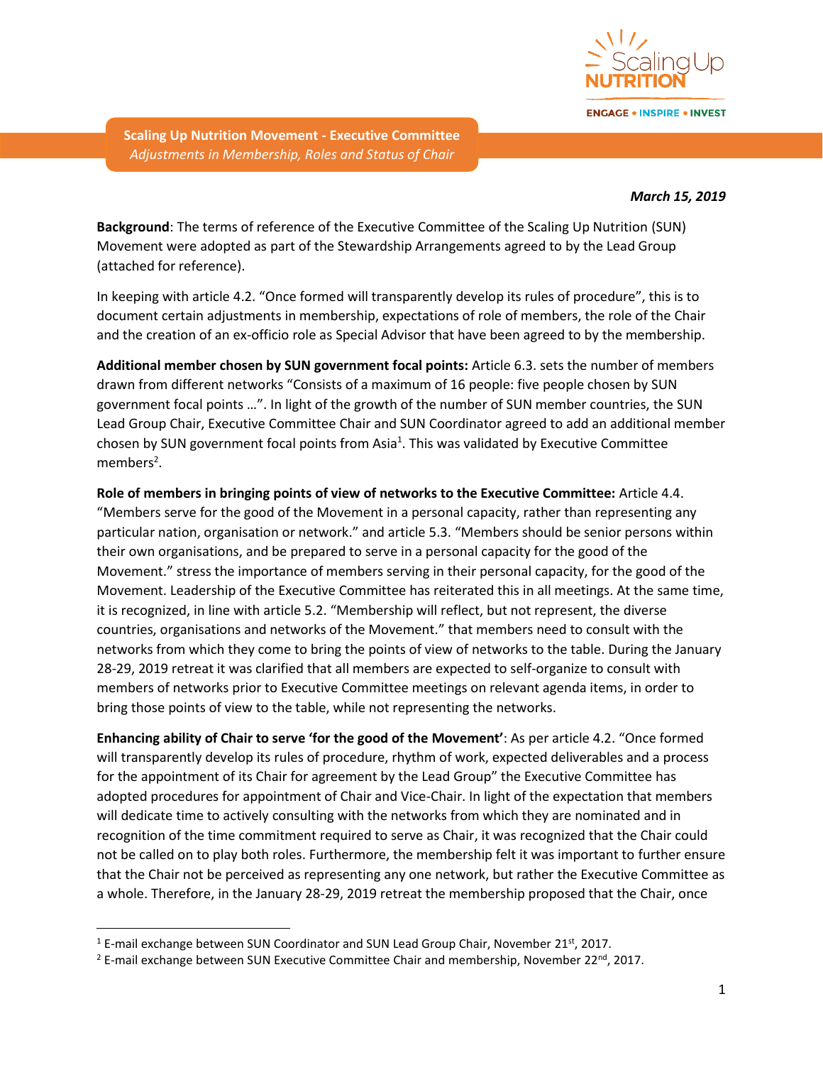**Scaling Up Nutrition Movement - Executive Committee**
*Adjustments in Membership, Roles and Status of Chair*

***March 15, 2019***

**Background**: The terms of reference of the Executive Committee of the Scaling Up Nutrition (SUN) Movement were adopted as part of the Stewardship Arrangements agreed to by the Lead Group (attached for reference).

In keeping with article 4.2. "Once formed will transparently develop its rules of procedure", this is to document certain adjustments in membership, expectations of role of members, the role of the Chair and the creation of an ex-officio role as Special Advisor that have been agreed to by the membership.

**Additional member chosen by SUN government focal points:** Article 6.3. sets the number of members drawn from different networks "Consists of a maximum of 16 people: five people chosen by SUN government focal points …". In light of the growth of the number of SUN member countries, the SUN Lead Group Chair, Executive Committee Chair and SUN Coordinator agreed to add an additional member chosen by SUN government focal points from Asia[1]. This was validated by Executive Committee members[2].

**Role of members in bringing points of view of networks to the Executive Committee:** Article 4.4. "Members serve for the good of the Movement in a personal capacity, rather than representing any particular nation, organisation or network." and article 5.3. "Members should be senior persons within their own organisations, and be prepared to serve in a personal capacity for the good of the Movement." stress the importance of members serving in their personal capacity, for the good of the Movement. Leadership of the Executive Committee has reiterated this in all meetings. At the same time, it is recognized, in line with article 5.2. "Membership will reflect, but not represent, the diverse countries, organisations and networks of the Movement." that members need to consult with the networks from which they come to bring the points of view of networks to the table. During the January 28-29, 2019 retreat it was clarified that all members are expected to self-organize to consult with members of networks prior to Executive Committee meetings on relevant agenda items, in order to bring those points of view to the table, while not representing the networks.

**Enhancing ability of Chair to serve 'for the good of the Movement'**: As per article 4.2. "Once formed will transparently develop its rules of procedure, rhythm of work, expected deliverables and a process for the appointment of its Chair for agreement by the Lead Group" the Executive Committee has adopted procedures for appointment of Chair and Vice-Chair. In light of the expectation that members will dedicate time to actively consulting with the networks from which they are nominated and in recognition of the time commitment required to serve as Chair, it was recognized that the Chair could not be called on to play both roles. Furthermore, the membership felt it was important to further ensure that the Chair not be perceived as representing any one network, but rather the Executive Committee as a whole. Therefore, in the January 28-29, 2019 retreat the membership proposed that the Chair, once

[1] E-mail exchange between SUN Coordinator and SUN Lead Group Chair, November 21st, 2017.

[2] E-mail exchange between SUN Executive Committee Chair and membership, November 22nd, 2017.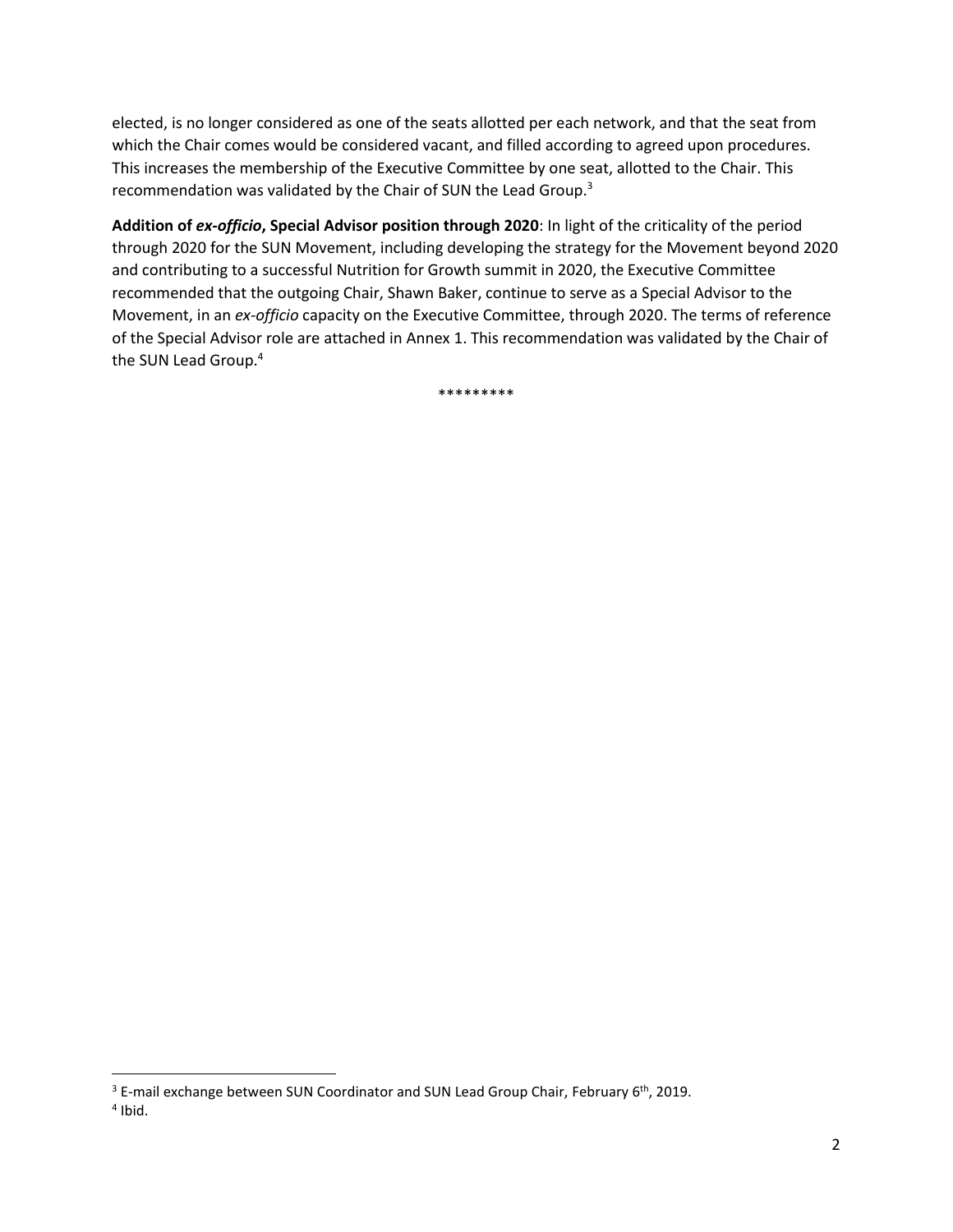elected, is no longer considered as one of the seats allotted per each network, and that the seat from which the Chair comes would be considered vacant, and filled according to agreed upon procedures. This increases the membership of the Executive Committee by one seat, allotted to the Chair. This recommendation was validated by the Chair of SUN the Lead Group.[3]

**Addition of *ex-officio*, Special Advisor position through 2020**: In light of the criticality of the period through 2020 for the SUN Movement, including developing the strategy for the Movement beyond 2020 and contributing to a successful Nutrition for Growth summit in 2020, the Executive Committee recommended that the outgoing Chair, Shawn Baker, continue to serve as a Special Advisor to the Movement, in an *ex-officio* capacity on the Executive Committee, through 2020. The terms of reference of the Special Advisor role are attached in Annex 1. This recommendation was validated by the Chair of the SUN Lead Group.[4]

*********

[3] E-mail exchange between SUN Coordinator and SUN Lead Group Chair, February 6th, 2019.

[4] Ibid.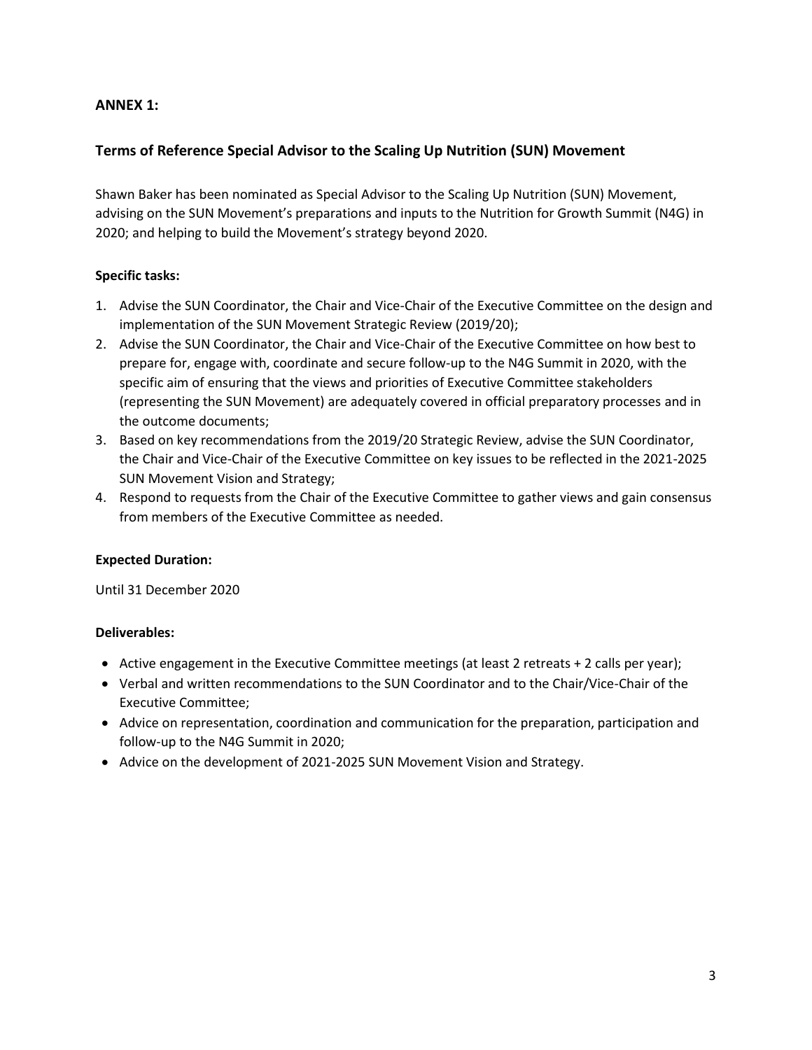## ANNEX 1:

### Terms of Reference Special Advisor to the Scaling Up Nutrition (SUN) Movement

Shawn Baker has been nominated as Special Advisor to the Scaling Up Nutrition (SUN) Movement, advising on the SUN Movement's preparations and inputs to the Nutrition for Growth Summit (N4G) in 2020; and helping to build the Movement's strategy beyond 2020.

**Specific tasks:**

1. Advise the SUN Coordinator, the Chair and Vice-Chair of the Executive Committee on the design and implementation of the SUN Movement Strategic Review (2019/20);
2. Advise the SUN Coordinator, the Chair and Vice-Chair of the Executive Committee on how best to prepare for, engage with, coordinate and secure follow-up to the N4G Summit in 2020, with the specific aim of ensuring that the views and priorities of Executive Committee stakeholders (representing the SUN Movement) are adequately covered in official preparatory processes and in the outcome documents;
3. Based on key recommendations from the 2019/20 Strategic Review, advise the SUN Coordinator, the Chair and Vice-Chair of the Executive Committee on key issues to be reflected in the 2021-2025 SUN Movement Vision and Strategy;
4. Respond to requests from the Chair of the Executive Committee to gather views and gain consensus from members of the Executive Committee as needed.

**Expected Duration:**

Until 31 December 2020

**Deliverables:**

- Active engagement in the Executive Committee meetings (at least 2 retreats + 2 calls per year);
- Verbal and written recommendations to the SUN Coordinator and to the Chair/Vice-Chair of the Executive Committee;
- Advice on representation, coordination and communication for the preparation, participation and follow-up to the N4G Summit in 2020;
- Advice on the development of 2021-2025 SUN Movement Vision and Strategy.